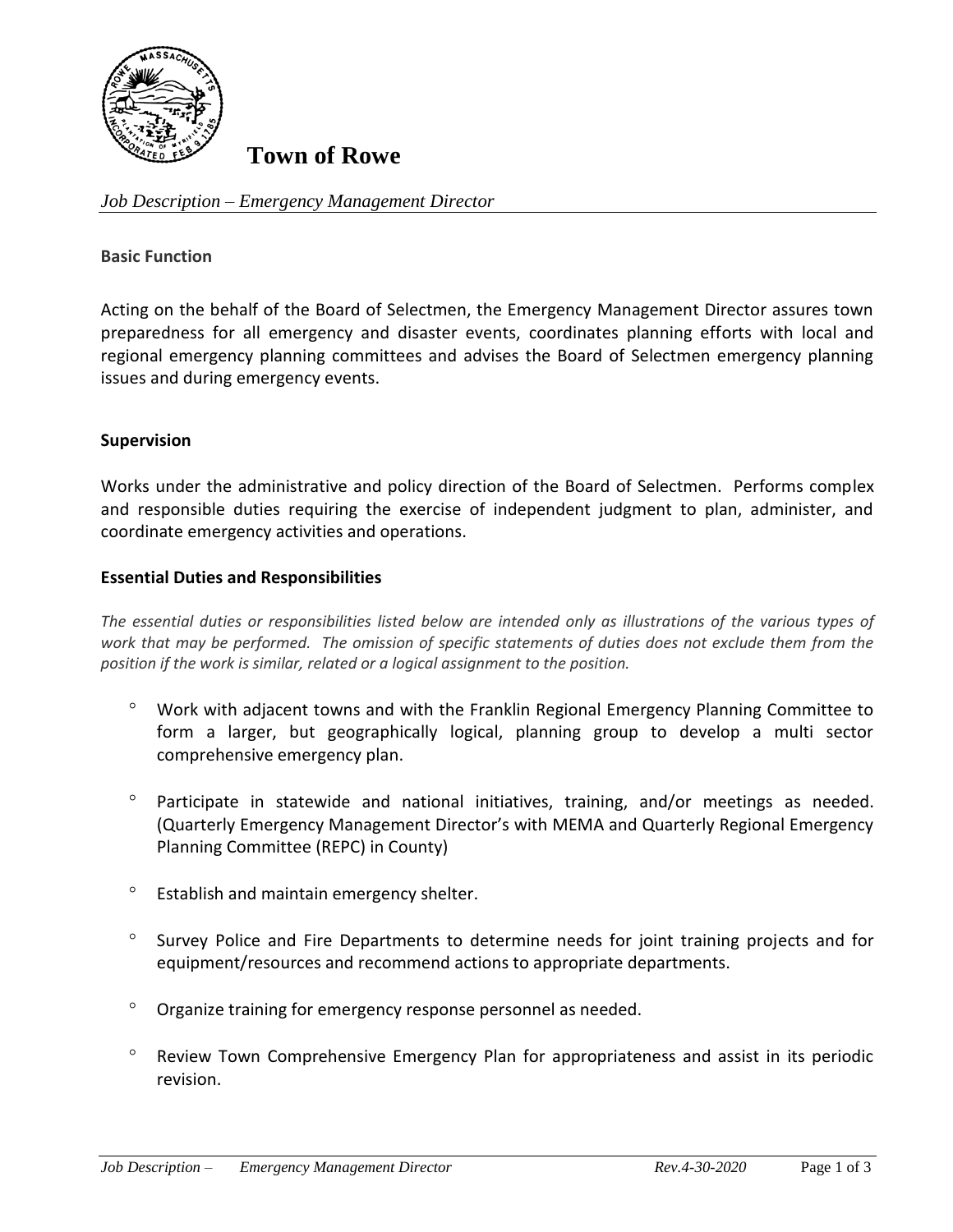# Town of Rowe

*Job Description – Emergency Management Director*

**Basic Function**

Acting on the behalf of the Board of Selectmen, the Emergency Management Director assures town preparedness for all emergency and disaster events, coordinates planning efforts with local and regional emergency planning committees and advises the Board of Selectmen emergency planning issues and during emergency events.

**Supervision**

Works under the administrative and policy direction of the Board of Selectmen. Performs complex and responsible duties requiring the exercise of independent judgment to plan, administer, and coordinate emergency activities and operations.

**Essential Duties and Responsibilities**

*The essential duties or responsibilities listed below are intended only as illustrations of the various types of work that may be performed. The omission of specific statements of duties does not exclude them from the position if the work is similar, related or a logical assignment to the position.*

- Work with adjacent towns and with the Franklin Regional Emergency Planning Committee to form a larger, but geographically logical, planning group to develop a multi sector comprehensive emergency plan.
- Participate in statewide and national initiatives, training, and/or meetings as needed. (Quarterly Emergency Management Director's with MEMA and Quarterly Regional Emergency Planning Committee (REPC) in County)
- Establish and maintain emergency shelter.
- Survey Police and Fire Departments to determine needs for joint training projects and for equipment/resources and recommend actions to appropriate departments.
- Organize training for emergency response personnel as needed.
- Review Town Comprehensive Emergency Plan for appropriateness and assist in its periodic revision.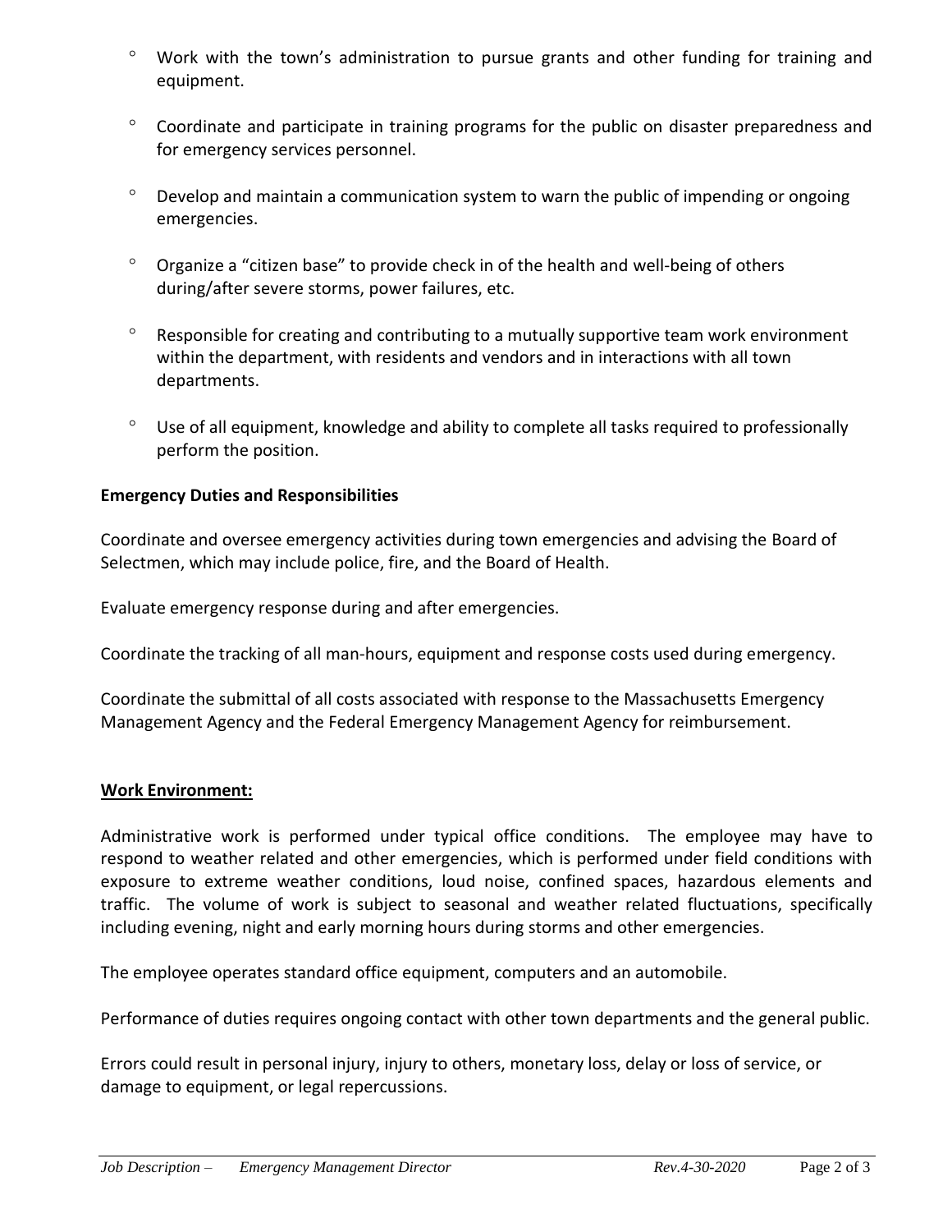- Work with the town's administration to pursue grants and other funding for training and equipment.
- Coordinate and participate in training programs for the public on disaster preparedness and for emergency services personnel.
- Develop and maintain a communication system to warn the public of impending or ongoing emergencies.
- Organize a "citizen base" to provide check in of the health and well-being of others during/after severe storms, power failures, etc.
- Responsible for creating and contributing to a mutually supportive team work environment within the department, with residents and vendors and in interactions with all town departments.
- Use of all equipment, knowledge and ability to complete all tasks required to professionally perform the position.

**Emergency Duties and Responsibilities**

Coordinate and oversee emergency activities during town emergencies and advising the Board of Selectmen, which may include police, fire, and the Board of Health.

Evaluate emergency response during and after emergencies.

Coordinate the tracking of all man-hours, equipment and response costs used during emergency.

Coordinate the submittal of all costs associated with response to the Massachusetts Emergency Management Agency and the Federal Emergency Management Agency for reimbursement.

## Work Environment:

Administrative work is performed under typical office conditions. The employee may have to respond to weather related and other emergencies, which is performed under field conditions with exposure to extreme weather conditions, loud noise, confined spaces, hazardous elements and traffic. The volume of work is subject to seasonal and weather related fluctuations, specifically including evening, night and early morning hours during storms and other emergencies.

The employee operates standard office equipment, computers and an automobile.

Performance of duties requires ongoing contact with other town departments and the general public.

Errors could result in personal injury, injury to others, monetary loss, delay or loss of service, or damage to equipment, or legal repercussions.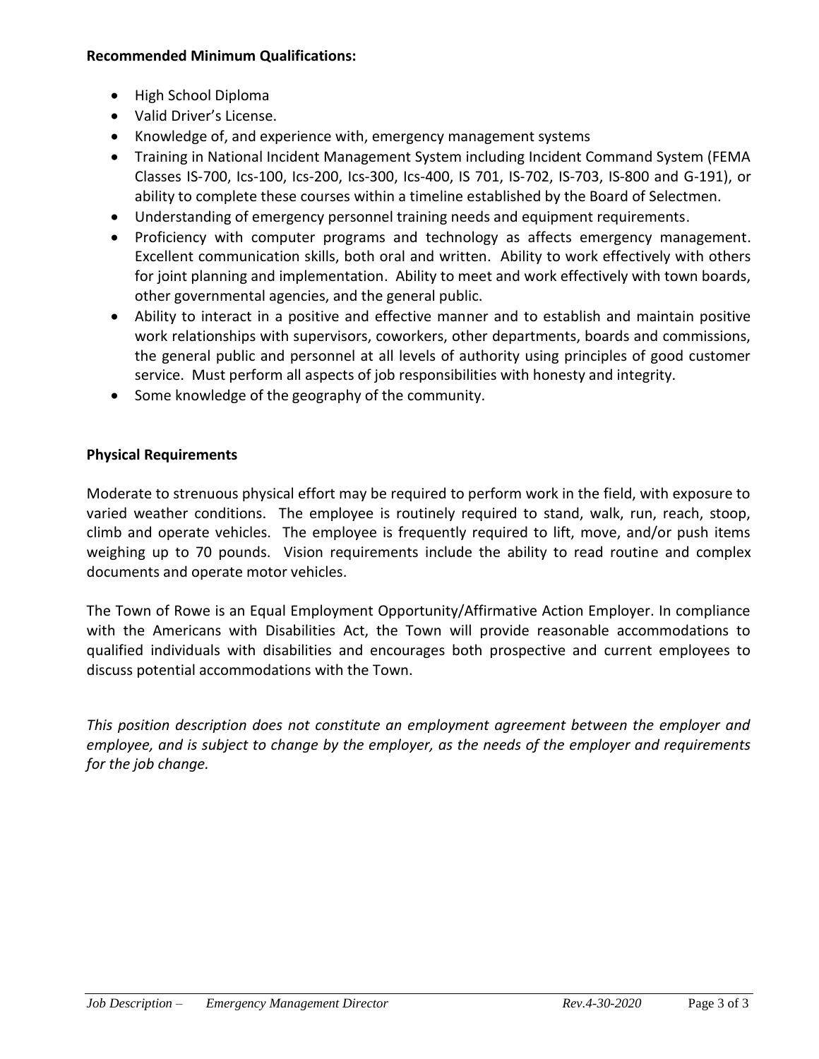**Recommended Minimum Qualifications:**

- High School Diploma
- Valid Driver's License.
- Knowledge of, and experience with, emergency management systems
- Training in National Incident Management System including Incident Command System (FEMA Classes IS-700, Ics-100, Ics-200, Ics-300, Ics-400, IS 701, IS-702, IS-703, IS-800 and G-191), or ability to complete these courses within a timeline established by the Board of Selectmen.
- Understanding of emergency personnel training needs and equipment requirements.
- Proficiency with computer programs and technology as affects emergency management. Excellent communication skills, both oral and written. Ability to work effectively with others for joint planning and implementation. Ability to meet and work effectively with town boards, other governmental agencies, and the general public.
- Ability to interact in a positive and effective manner and to establish and maintain positive work relationships with supervisors, coworkers, other departments, boards and commissions, the general public and personnel at all levels of authority using principles of good customer service. Must perform all aspects of job responsibilities with honesty and integrity.
- Some knowledge of the geography of the community.

**Physical Requirements**

Moderate to strenuous physical effort may be required to perform work in the field, with exposure to varied weather conditions. The employee is routinely required to stand, walk, run, reach, stoop, climb and operate vehicles. The employee is frequently required to lift, move, and/or push items weighing up to 70 pounds. Vision requirements include the ability to read routine and complex documents and operate motor vehicles.

The Town of Rowe is an Equal Employment Opportunity/Affirmative Action Employer. In compliance with the Americans with Disabilities Act, the Town will provide reasonable accommodations to qualified individuals with disabilities and encourages both prospective and current employees to discuss potential accommodations with the Town.

*This position description does not constitute an employment agreement between the employer and employee, and is subject to change by the employer, as the needs of the employer and requirements for the job change.*